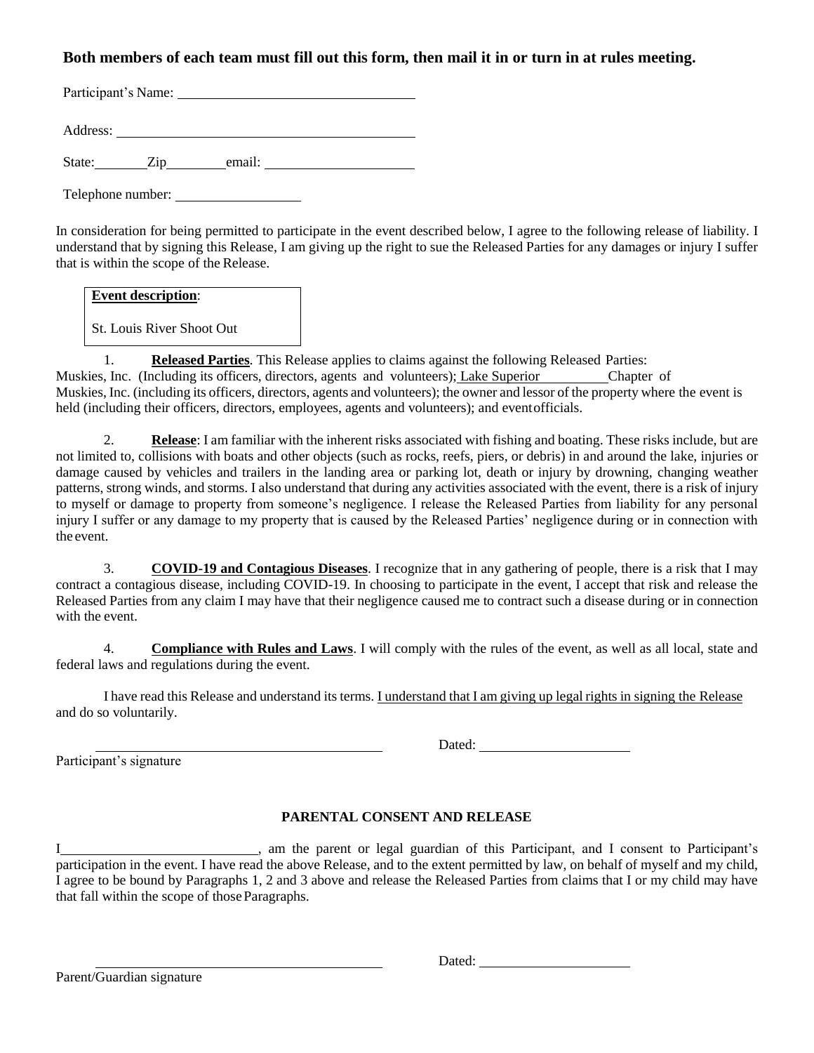**Both members of each team must fill out this form, then mail it in or turn in at rules meeting.**

Participant's Name: ______________________________

Address: ______________________________________

State: ________ Zip ________ email: ____________________

Telephone number: ________________

In consideration for being permitted to participate in the event described below, I agree to the following release of liability. I understand that by signing this Release, I am giving up the right to sue the Released Parties for any damages or injury I suffer that is within the scope of the Release.

| **Event description**: |
| --- |
| St. Louis River Shoot Out |

1. **Released Parties**. This Release applies to claims against the following Released Parties: Muskies, Inc. (Including its officers, directors, agents and volunteers); Lake Superior Chapter of Muskies, Inc. (including its officers, directors, agents and volunteers); the owner and lessor of the property where the event is held (including their officers, directors, employees, agents and volunteers); and event officials.

2. **Release**: I am familiar with the inherent risks associated with fishing and boating. These risks include, but are not limited to, collisions with boats and other objects (such as rocks, reefs, piers, or debris) in and around the lake, injuries or damage caused by vehicles and trailers in the landing area or parking lot, death or injury by drowning, changing weather patterns, strong winds, and storms. I also understand that during any activities associated with the event, there is a risk of injury to myself or damage to property from someone's negligence. I release the Released Parties from liability for any personal injury I suffer or any damage to my property that is caused by the Released Parties' negligence during or in connection with the event.

3. **COVID-19 and Contagious Diseases**. I recognize that in any gathering of people, there is a risk that I may contract a contagious disease, including COVID-19. In choosing to participate in the event, I accept that risk and release the Released Parties from any claim I may have that their negligence caused me to contract such a disease during or in connection with the event.

4. **Compliance with Rules and Laws**. I will comply with the rules of the event, as well as all local, state and federal laws and regulations during the event.

I have read this Release and understand its terms. I understand that I am giving up legal rights in signing the Release and do so voluntarily.

______________________________________ Dated: ____________________

Participant's signature

**PARENTAL CONSENT AND RELEASE**

I ____________________________, am the parent or legal guardian of this Participant, and I consent to Participant's participation in the event. I have read the above Release, and to the extent permitted by law, on behalf of myself and my child, I agree to be bound by Paragraphs 1, 2 and 3 above and release the Released Parties from claims that I or my child may have that fall within the scope of those Paragraphs.

______________________________________ Dated: ____________________

Parent/Guardian signature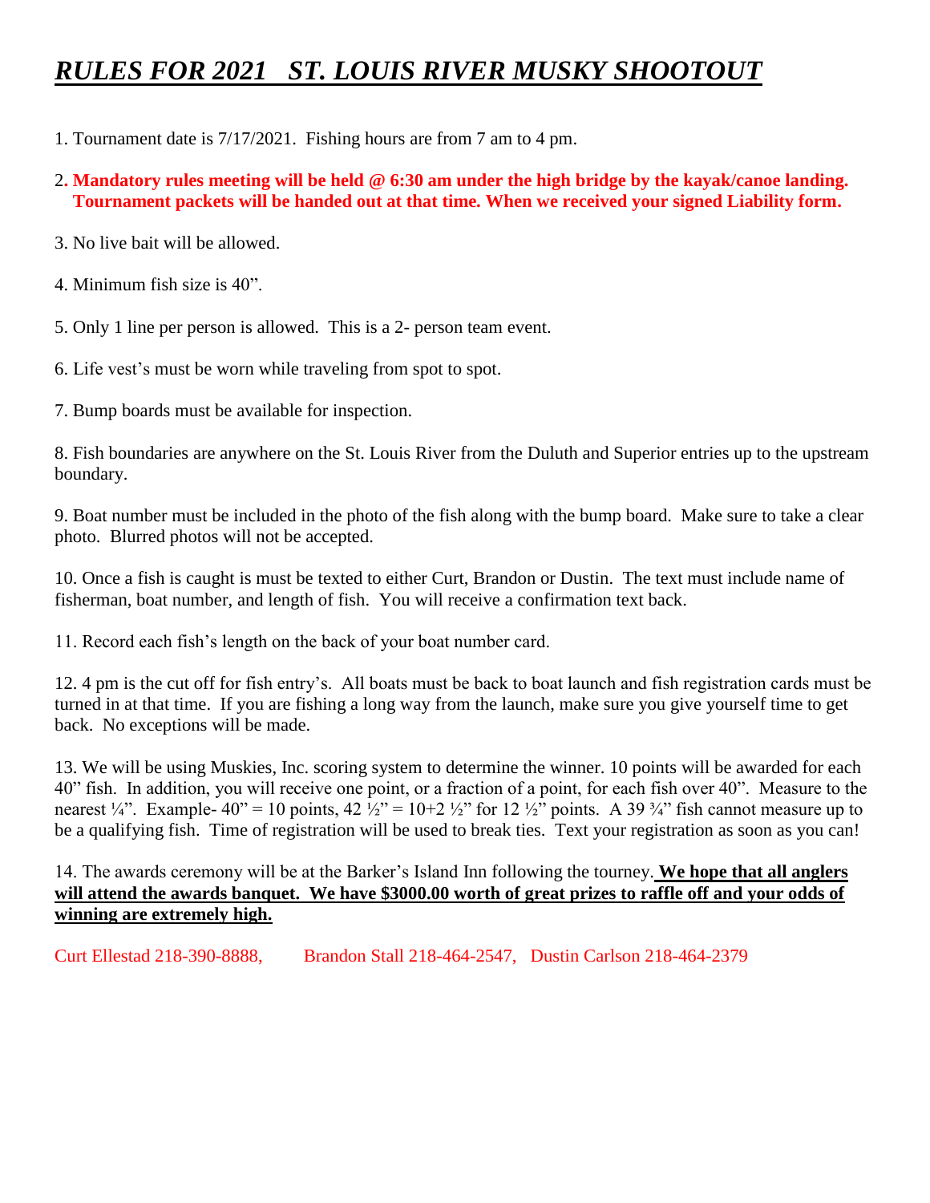# *RULES FOR 2021 ST. LOUIS RIVER MUSKY SHOOTOUT*

1. Tournament date is 7/17/2021. Fishing hours are from 7 am to 4 pm.

2. **Mandatory rules meeting will be held @ 6:30 am under the high bridge by the kayak/canoe landing. Tournament packets will be handed out at that time. When we received your signed Liability form.**

3. No live bait will be allowed.

4. Minimum fish size is 40".

5. Only 1 line per person is allowed. This is a 2- person team event.

6. Life vest's must be worn while traveling from spot to spot.

7. Bump boards must be available for inspection.

8. Fish boundaries are anywhere on the St. Louis River from the Duluth and Superior entries up to the upstream boundary.

9. Boat number must be included in the photo of the fish along with the bump board. Make sure to take a clear photo. Blurred photos will not be accepted.

10. Once a fish is caught is must be texted to either Curt, Brandon or Dustin. The text must include name of fisherman, boat number, and length of fish. You will receive a confirmation text back.

11. Record each fish's length on the back of your boat number card.

12. 4 pm is the cut off for fish entry's. All boats must be back to boat launch and fish registration cards must be turned in at that time. If you are fishing a long way from the launch, make sure you give yourself time to get back. No exceptions will be made.

13. We will be using Muskies, Inc. scoring system to determine the winner. 10 points will be awarded for each 40" fish. In addition, you will receive one point, or a fraction of a point, for each fish over 40". Measure to the nearest ¼". Example- 40" = 10 points, 42 ½" = 10+2 ½" for 12 ½" points. A 39 ¾" fish cannot measure up to be a qualifying fish. Time of registration will be used to break ties. Text your registration as soon as you can!

14. The awards ceremony will be at the Barker's Island Inn following the tourney. **We hope that all anglers will attend the awards banquet. We have $3000.00 worth of great prizes to raffle off and your odds of winning are extremely high.**

Curt Ellestad 218-390-8888, Brandon Stall 218-464-2547, Dustin Carlson 218-464-2379